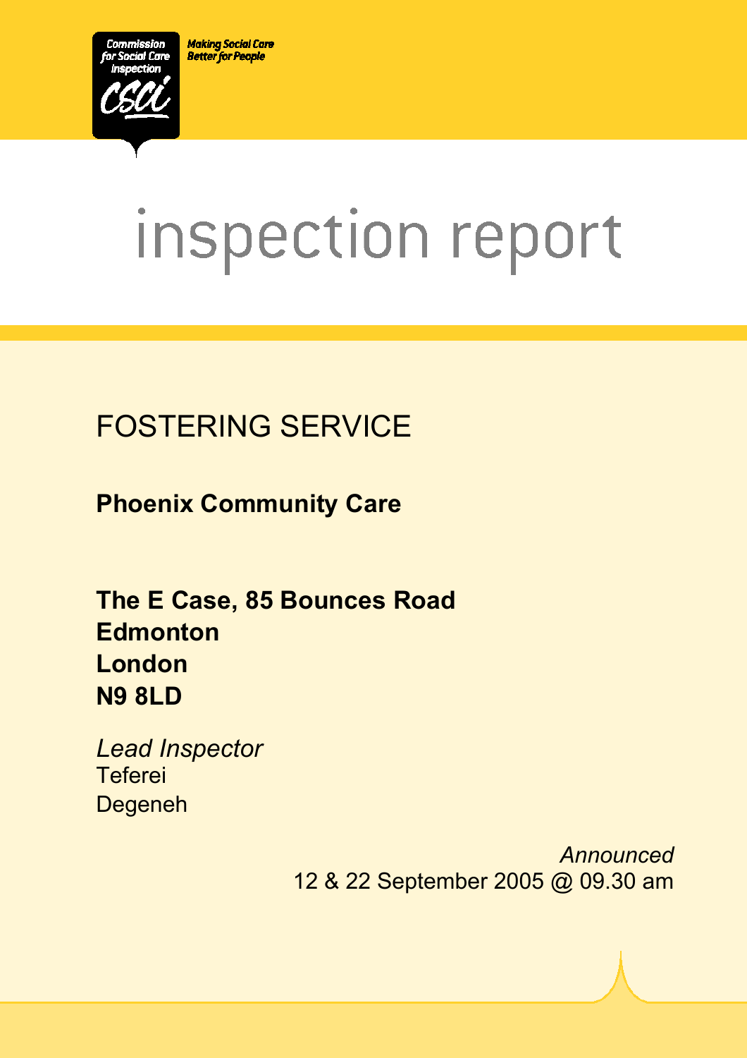Commission for Social Care Inspection

CSCI

Making Social Care Better for People

# inspection report

## FOSTERING SERVICE

**Phoenix Community Care**

**The E Case, 85 Bounces Road**
**Edmonton**
**London**
**N9 8LD**

*Lead Inspector*
Teferei
Degeneh

*Announced*
12 & 22 September 2005 @ 09.30 am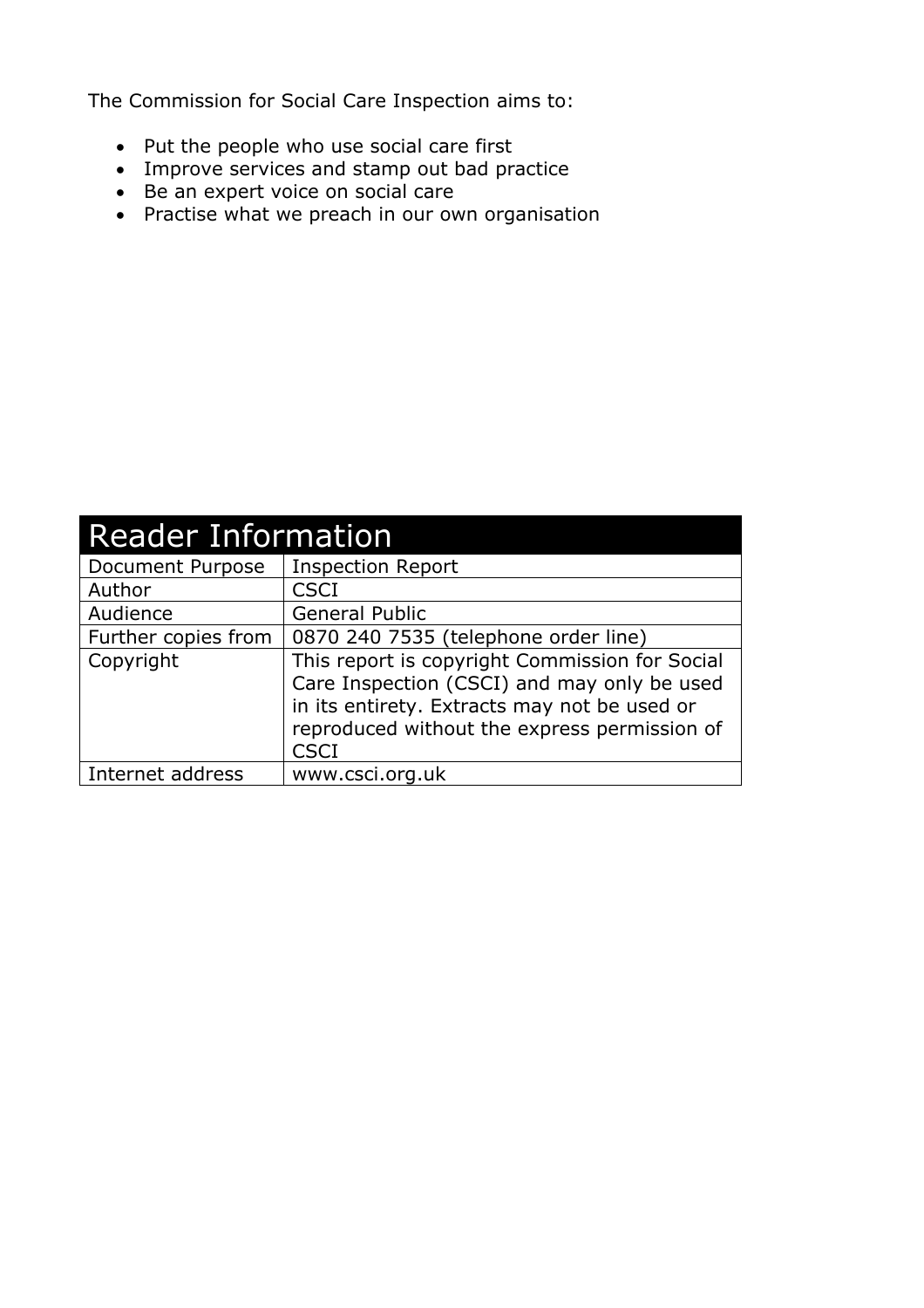The Commission for Social Care Inspection aims to:

- Put the people who use social care first
- Improve services and stamp out bad practice
- Be an expert voice on social care
- Practise what we preach in our own organisation

| Reader Information | |
|---|---|
| Document Purpose | Inspection Report |
| Author | CSCI |
| Audience | General Public |
| Further copies from | 0870 240 7535 (telephone order line) |
| Copyright | This report is copyright Commission for Social Care Inspection (CSCI) and may only be used in its entirety. Extracts may not be used or reproduced without the express permission of CSCI |
| Internet address | www.csci.org.uk |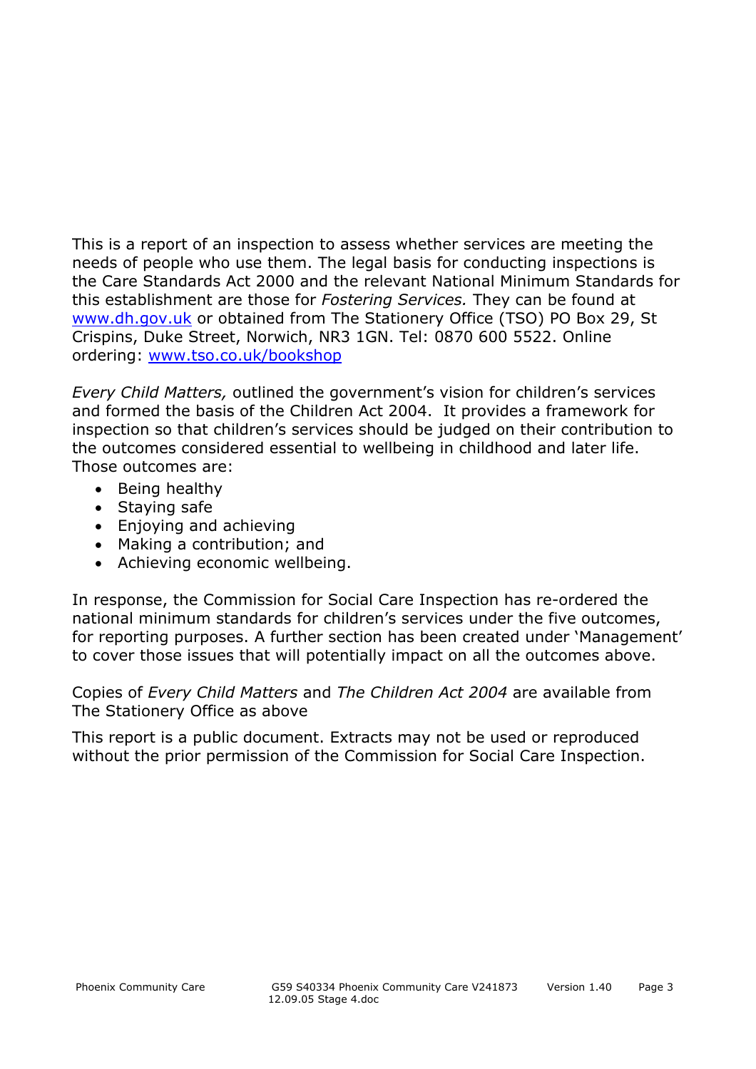This is a report of an inspection to assess whether services are meeting the needs of people who use them. The legal basis for conducting inspections is the Care Standards Act 2000 and the relevant National Minimum Standards for this establishment are those for *Fostering Services.* They can be found at [www.dh.gov.uk](http://www.dh.gov.uk) or obtained from The Stationery Office (TSO) PO Box 29, St Crispins, Duke Street, Norwich, NR3 1GN. Tel: 0870 600 5522. Online ordering: [www.tso.co.uk/bookshop](http://www.tso.co.uk/bookshop)

*Every Child Matters,* outlined the government's vision for children's services and formed the basis of the Children Act 2004. It provides a framework for inspection so that children's services should be judged on their contribution to the outcomes considered essential to wellbeing in childhood and later life. Those outcomes are:

- Being healthy
- Staying safe
- Enjoying and achieving
- Making a contribution; and
- Achieving economic wellbeing.

In response, the Commission for Social Care Inspection has re-ordered the national minimum standards for children's services under the five outcomes, for reporting purposes. A further section has been created under 'Management' to cover those issues that will potentially impact on all the outcomes above.

Copies of *Every Child Matters* and *The Children Act 2004* are available from The Stationery Office as above

This report is a public document. Extracts may not be used or reproduced without the prior permission of the Commission for Social Care Inspection.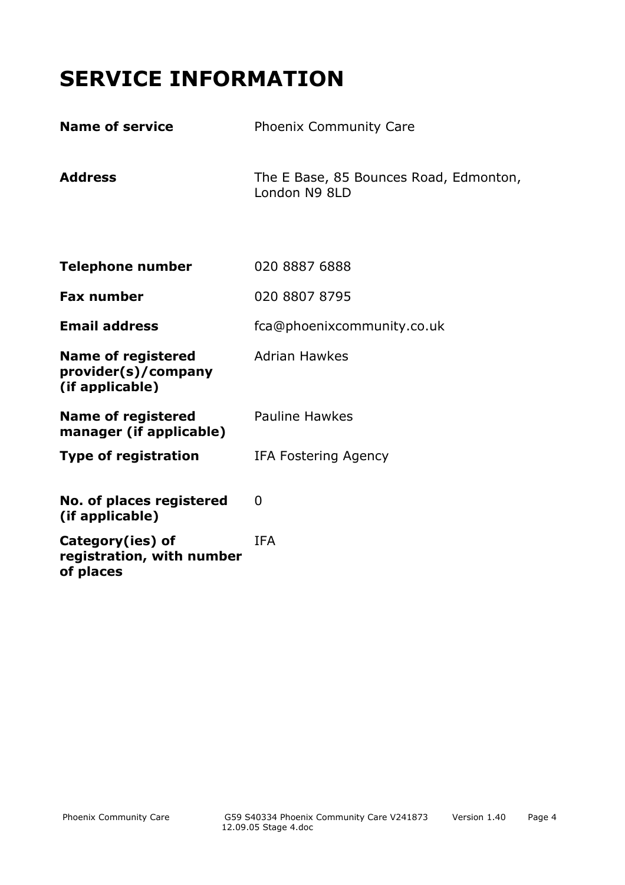# SERVICE INFORMATION

| | |
|---|---|
| **Name of service** | Phoenix Community Care |
| **Address** | The E Base, 85 Bounces Road, Edmonton, London N9 8LD |
| **Telephone number** | 020 8887 6888 |
| **Fax number** | 020 8807 8795 |
| **Email address** | fca@phoenixcommunity.co.uk |
| **Name of registered provider(s)/company (if applicable)** | Adrian Hawkes |
| **Name of registered manager (if applicable)** | Pauline Hawkes |
| **Type of registration** | IFA Fostering Agency |
| **No. of places registered (if applicable)** | 0 |
| **Category(ies) of registration, with number of places** | IFA |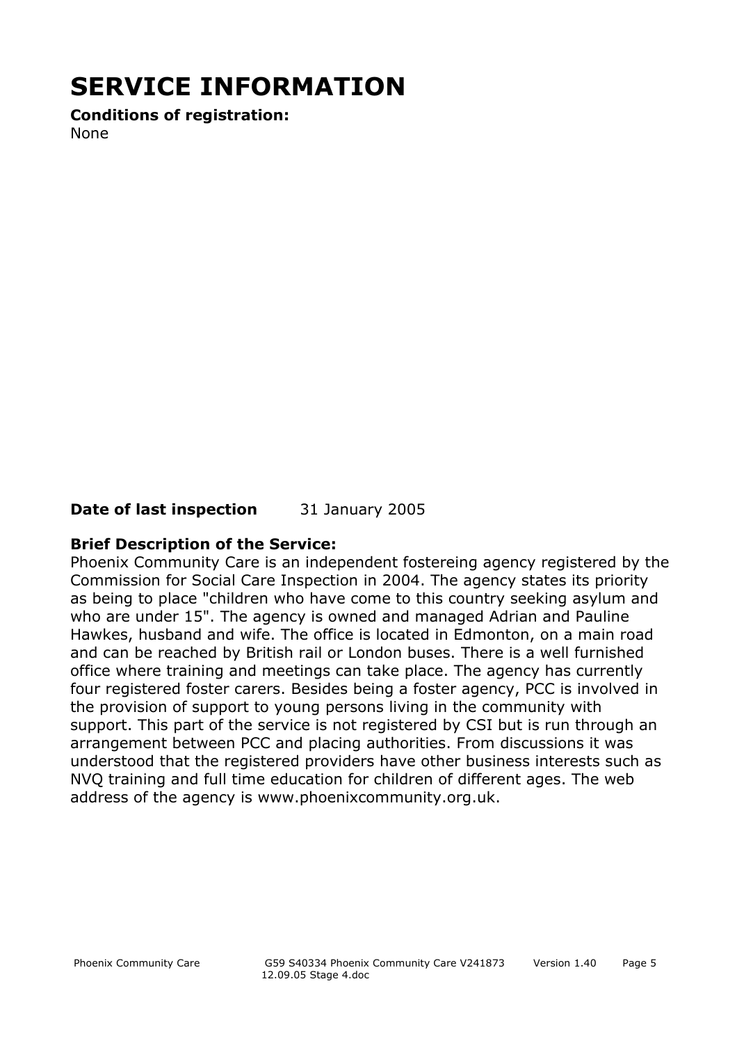# SERVICE INFORMATION

**Conditions of registration:**

None

**Date of last inspection** 31 January 2005

**Brief Description of the Service:**

Phoenix Community Care is an independent fostereing agency registered by the Commission for Social Care Inspection in 2004. The agency states its priority as being to place "children who have come to this country seeking asylum and who are under 15". The agency is owned and managed Adrian and Pauline Hawkes, husband and wife. The office is located in Edmonton, on a main road and can be reached by British rail or London buses. There is a well furnished office where training and meetings can take place. The agency has currently four registered foster carers. Besides being a foster agency, PCC is involved in the provision of support to young persons living in the community with support. This part of the service is not registered by CSI but is run through an arrangement between PCC and placing authorities. From discussions it was understood that the registered providers have other business interests such as NVQ training and full time education for children of different ages. The web address of the agency is www.phoenixcommunity.org.uk.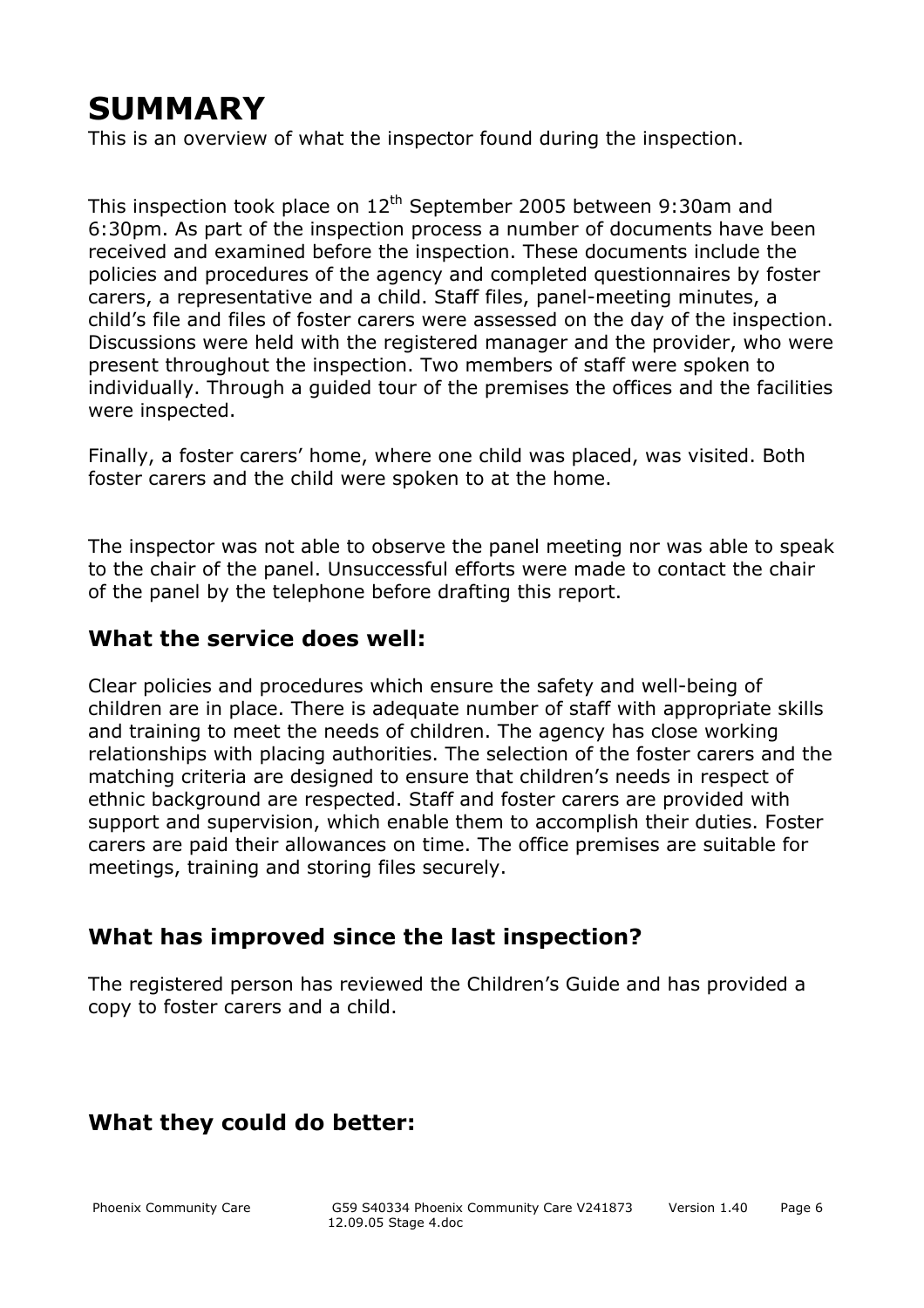# SUMMARY

This is an overview of what the inspector found during the inspection.

This inspection took place on 12th September 2005 between 9:30am and 6:30pm. As part of the inspection process a number of documents have been received and examined before the inspection. These documents include the policies and procedures of the agency and completed questionnaires by foster carers, a representative and a child. Staff files, panel-meeting minutes, a child's file and files of foster carers were assessed on the day of the inspection. Discussions were held with the registered manager and the provider, who were present throughout the inspection. Two members of staff were spoken to individually. Through a guided tour of the premises the offices and the facilities were inspected.

Finally, a foster carers' home, where one child was placed, was visited. Both foster carers and the child were spoken to at the home.

The inspector was not able to observe the panel meeting nor was able to speak to the chair of the panel. Unsuccessful efforts were made to contact the chair of the panel by the telephone before drafting this report.

## What the service does well:

Clear policies and procedures which ensure the safety and well-being of children are in place. There is adequate number of staff with appropriate skills and training to meet the needs of children. The agency has close working relationships with placing authorities. The selection of the foster carers and the matching criteria are designed to ensure that children's needs in respect of ethnic background are respected. Staff and foster carers are provided with support and supervision, which enable them to accomplish their duties. Foster carers are paid their allowances on time. The office premises are suitable for meetings, training and storing files securely.

## What has improved since the last inspection?

The registered person has reviewed the Children's Guide and has provided a copy to foster carers and a child.

## What they could do better: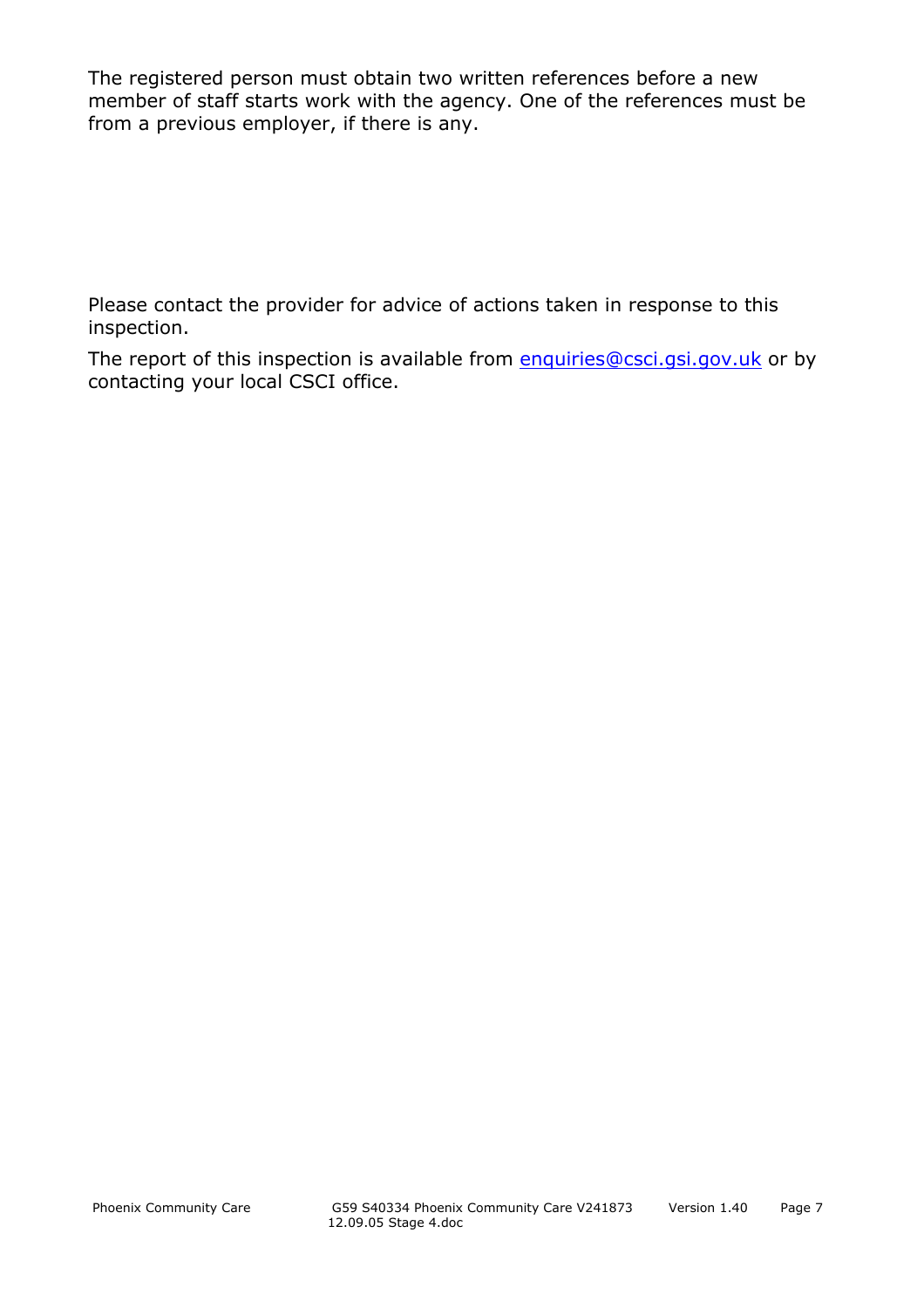The registered person must obtain two written references before a new member of staff starts work with the agency. One of the references must be from a previous employer, if there is any.

Please contact the provider for advice of actions taken in response to this inspection.

The report of this inspection is available from enquiries@csci.gsi.gov.uk or by contacting your local CSCI office.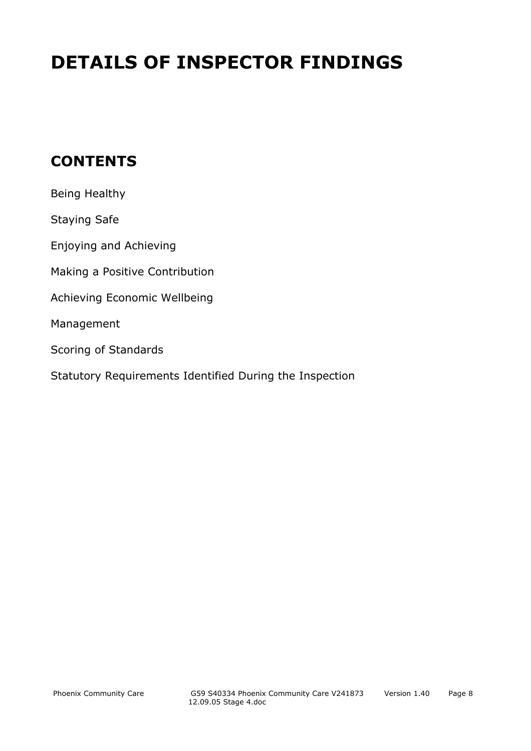# DETAILS OF INSPECTOR FINDINGS

## CONTENTS

Being Healthy

Staying Safe

Enjoying and Achieving

Making a Positive Contribution

Achieving Economic Wellbeing

Management

Scoring of Standards

Statutory Requirements Identified During the Inspection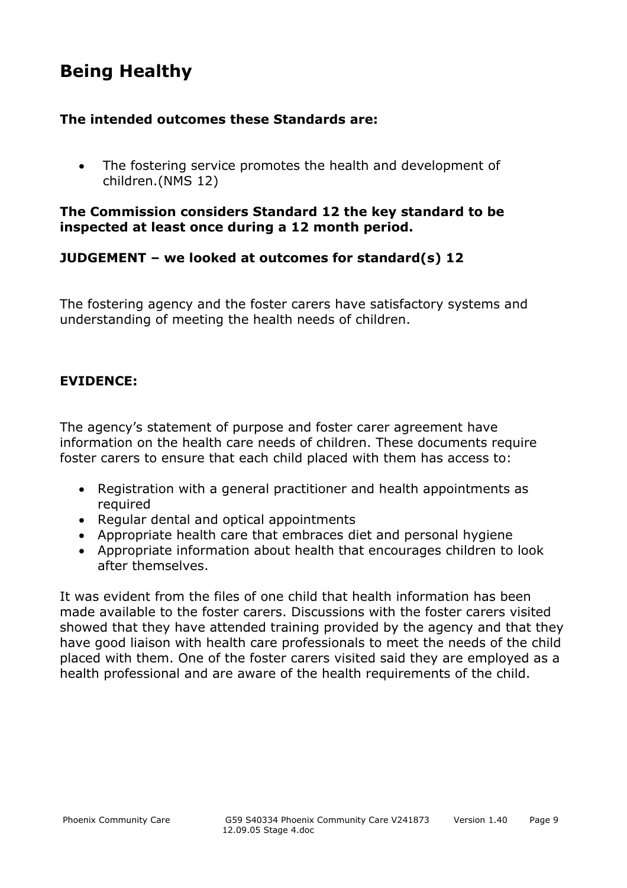# Being Healthy

**The intended outcomes these Standards are:**

- The fostering service promotes the health and development of children.(NMS 12)

**The Commission considers Standard 12 the key standard to be inspected at least once during a 12 month period.**

**JUDGEMENT – we looked at outcomes for standard(s) 12**

The fostering agency and the foster carers have satisfactory systems and understanding of meeting the health needs of children.

**EVIDENCE:**

The agency's statement of purpose and foster carer agreement have information on the health care needs of children. These documents require foster carers to ensure that each child placed with them has access to:

- Registration with a general practitioner and health appointments as required
- Regular dental and optical appointments
- Appropriate health care that embraces diet and personal hygiene
- Appropriate information about health that encourages children to look after themselves.

It was evident from the files of one child that health information has been made available to the foster carers. Discussions with the foster carers visited showed that they have attended training provided by the agency and that they have good liaison with health care professionals to meet the needs of the child placed with them. One of the foster carers visited said they are employed as a health professional and are aware of the health requirements of the child.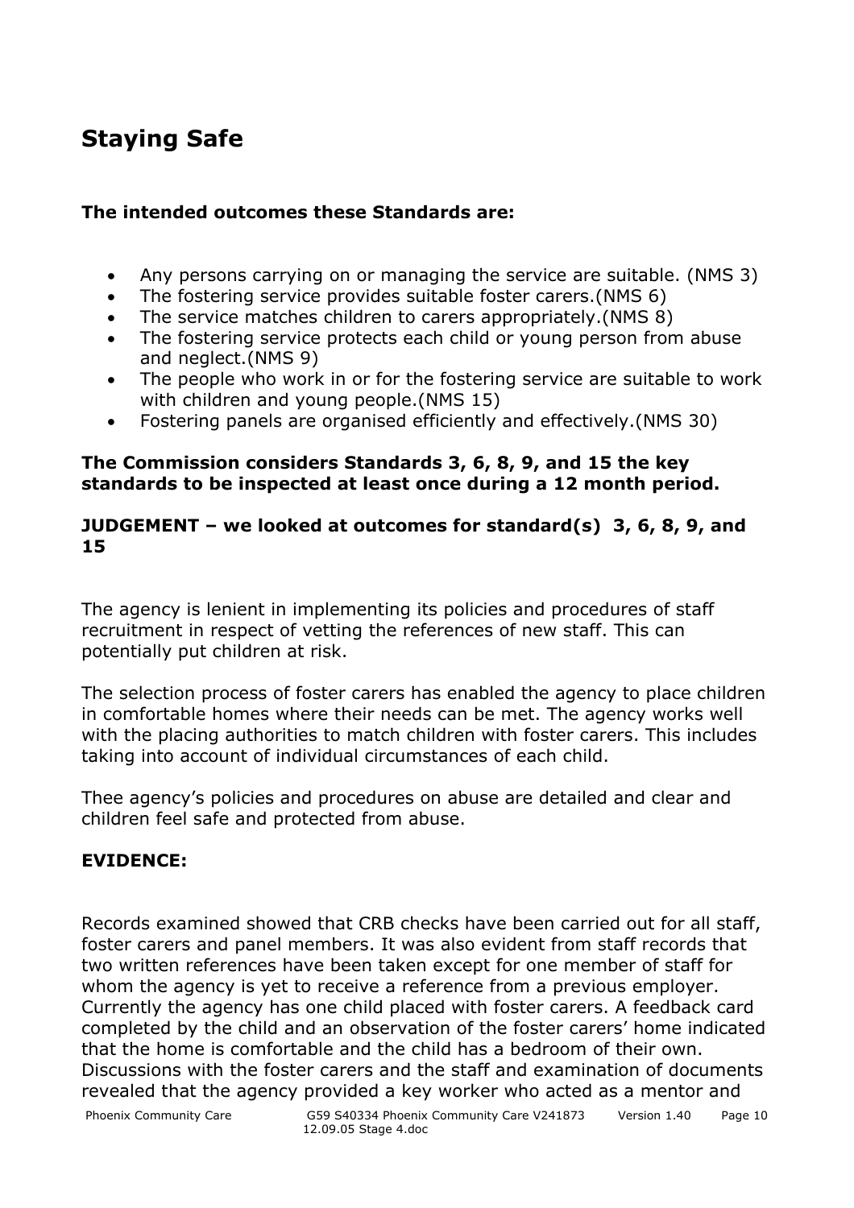## Staying Safe

**The intended outcomes these Standards are:**

- Any persons carrying on or managing the service are suitable. (NMS 3)
- The fostering service provides suitable foster carers.(NMS 6)
- The service matches children to carers appropriately.(NMS 8)
- The fostering service protects each child or young person from abuse and neglect.(NMS 9)
- The people who work in or for the fostering service are suitable to work with children and young people.(NMS 15)
- Fostering panels are organised efficiently and effectively.(NMS 30)

**The Commission considers Standards 3, 6, 8, 9, and 15 the key standards to be inspected at least once during a 12 month period.**

**JUDGEMENT – we looked at outcomes for standard(s) 3, 6, 8, 9, and 15**

The agency is lenient in implementing its policies and procedures of staff recruitment in respect of vetting the references of new staff. This can potentially put children at risk.

The selection process of foster carers has enabled the agency to place children in comfortable homes where their needs can be met. The agency works well with the placing authorities to match children with foster carers. This includes taking into account of individual circumstances of each child.

Thee agency's policies and procedures on abuse are detailed and clear and children feel safe and protected from abuse.

**EVIDENCE:**

Records examined showed that CRB checks have been carried out for all staff, foster carers and panel members. It was also evident from staff records that two written references have been taken except for one member of staff for whom the agency is yet to receive a reference from a previous employer. Currently the agency has one child placed with foster carers. A feedback card completed by the child and an observation of the foster carers' home indicated that the home is comfortable and the child has a bedroom of their own. Discussions with the foster carers and the staff and examination of documents revealed that the agency provided a key worker who acted as a mentor and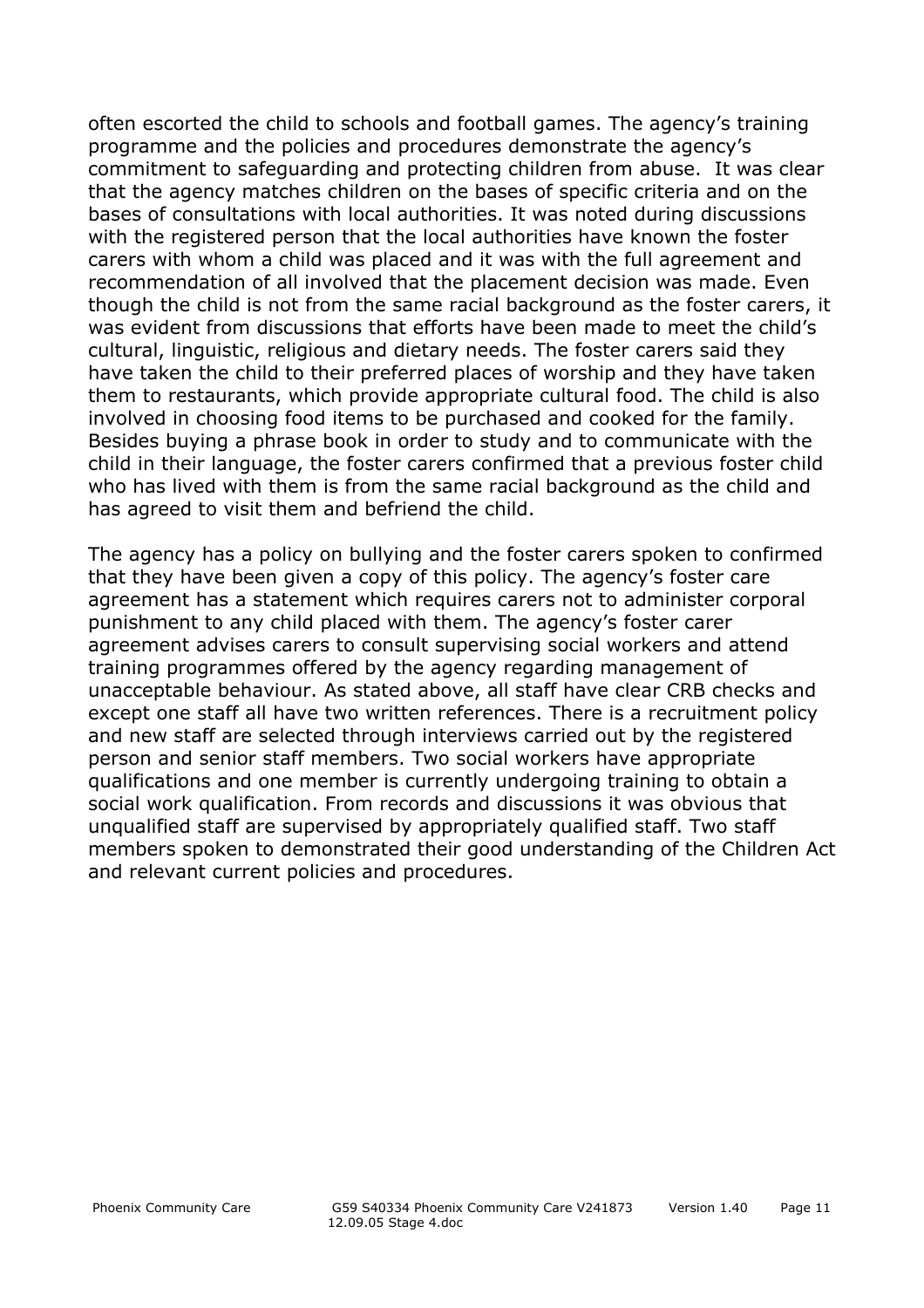often escorted the child to schools and football games. The agency's training programme and the policies and procedures demonstrate the agency's commitment to safeguarding and protecting children from abuse. It was clear that the agency matches children on the bases of specific criteria and on the bases of consultations with local authorities. It was noted during discussions with the registered person that the local authorities have known the foster carers with whom a child was placed and it was with the full agreement and recommendation of all involved that the placement decision was made. Even though the child is not from the same racial background as the foster carers, it was evident from discussions that efforts have been made to meet the child's cultural, linguistic, religious and dietary needs. The foster carers said they have taken the child to their preferred places of worship and they have taken them to restaurants, which provide appropriate cultural food. The child is also involved in choosing food items to be purchased and cooked for the family. Besides buying a phrase book in order to study and to communicate with the child in their language, the foster carers confirmed that a previous foster child who has lived with them is from the same racial background as the child and has agreed to visit them and befriend the child.

The agency has a policy on bullying and the foster carers spoken to confirmed that they have been given a copy of this policy. The agency's foster care agreement has a statement which requires carers not to administer corporal punishment to any child placed with them. The agency's foster carer agreement advises carers to consult supervising social workers and attend training programmes offered by the agency regarding management of unacceptable behaviour. As stated above, all staff have clear CRB checks and except one staff all have two written references. There is a recruitment policy and new staff are selected through interviews carried out by the registered person and senior staff members. Two social workers have appropriate qualifications and one member is currently undergoing training to obtain a social work qualification. From records and discussions it was obvious that unqualified staff are supervised by appropriately qualified staff. Two staff members spoken to demonstrated their good understanding of the Children Act and relevant current policies and procedures.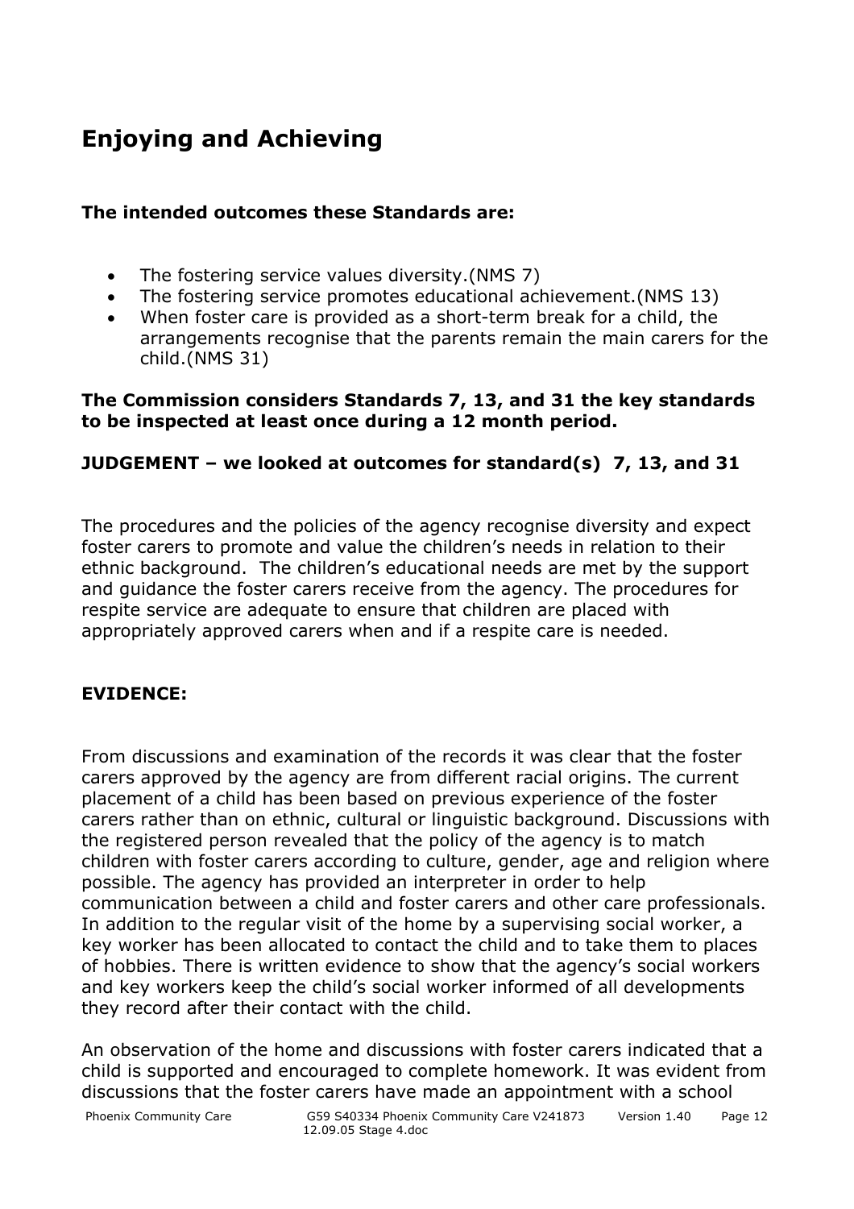## Enjoying and Achieving

**The intended outcomes these Standards are:**

- The fostering service values diversity.(NMS 7)
- The fostering service promotes educational achievement.(NMS 13)
- When foster care is provided as a short-term break for a child, the arrangements recognise that the parents remain the main carers for the child.(NMS 31)

**The Commission considers Standards 7, 13, and 31 the key standards to be inspected at least once during a 12 month period.**

**JUDGEMENT – we looked at outcomes for standard(s) 7, 13, and 31**

The procedures and the policies of the agency recognise diversity and expect foster carers to promote and value the children's needs in relation to their ethnic background. The children's educational needs are met by the support and guidance the foster carers receive from the agency. The procedures for respite service are adequate to ensure that children are placed with appropriately approved carers when and if a respite care is needed.

**EVIDENCE:**

From discussions and examination of the records it was clear that the foster carers approved by the agency are from different racial origins. The current placement of a child has been based on previous experience of the foster carers rather than on ethnic, cultural or linguistic background. Discussions with the registered person revealed that the policy of the agency is to match children with foster carers according to culture, gender, age and religion where possible. The agency has provided an interpreter in order to help communication between a child and foster carers and other care professionals. In addition to the regular visit of the home by a supervising social worker, a key worker has been allocated to contact the child and to take them to places of hobbies. There is written evidence to show that the agency's social workers and key workers keep the child's social worker informed of all developments they record after their contact with the child.

An observation of the home and discussions with foster carers indicated that a child is supported and encouraged to complete homework. It was evident from discussions that the foster carers have made an appointment with a school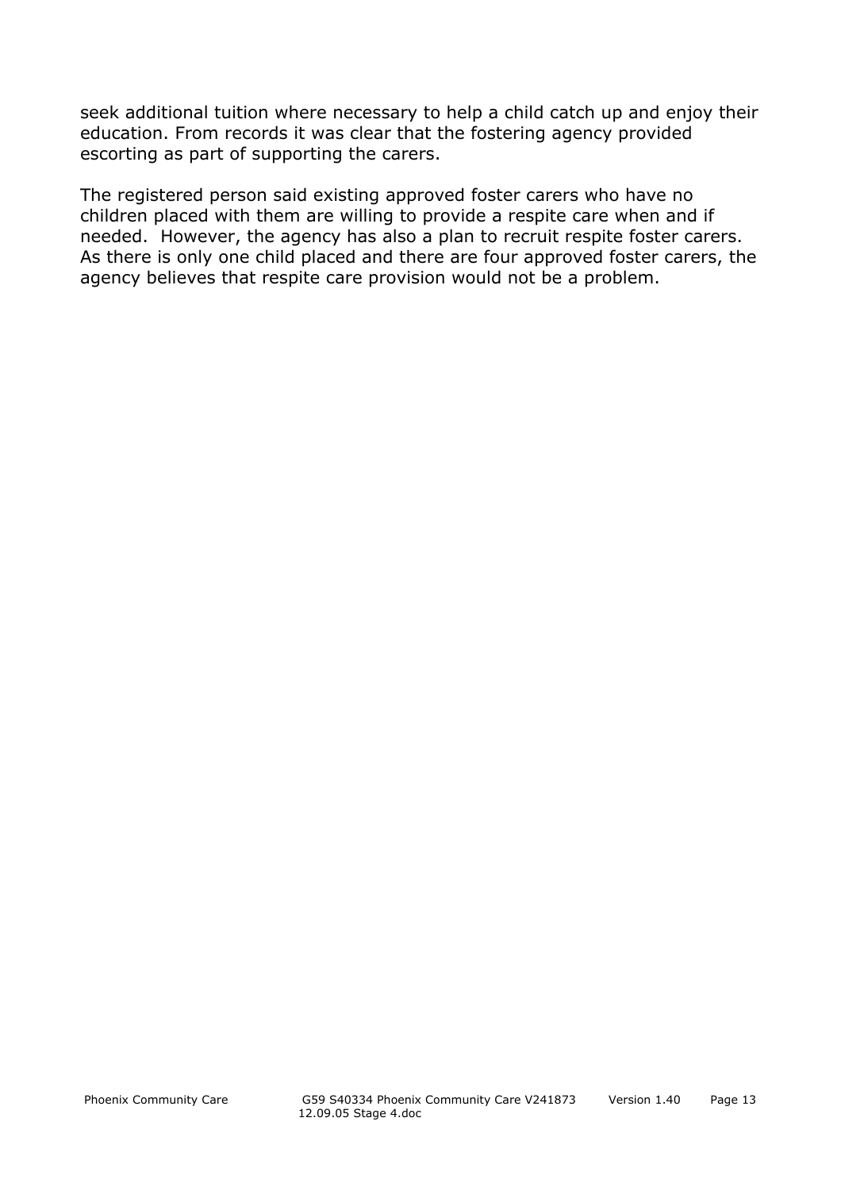seek additional tuition where necessary to help a child catch up and enjoy their education. From records it was clear that the fostering agency provided escorting as part of supporting the carers.

The registered person said existing approved foster carers who have no children placed with them are willing to provide a respite care when and if needed.  However, the agency has also a plan to recruit respite foster carers. As there is only one child placed and there are four approved foster carers, the agency believes that respite care provision would not be a problem.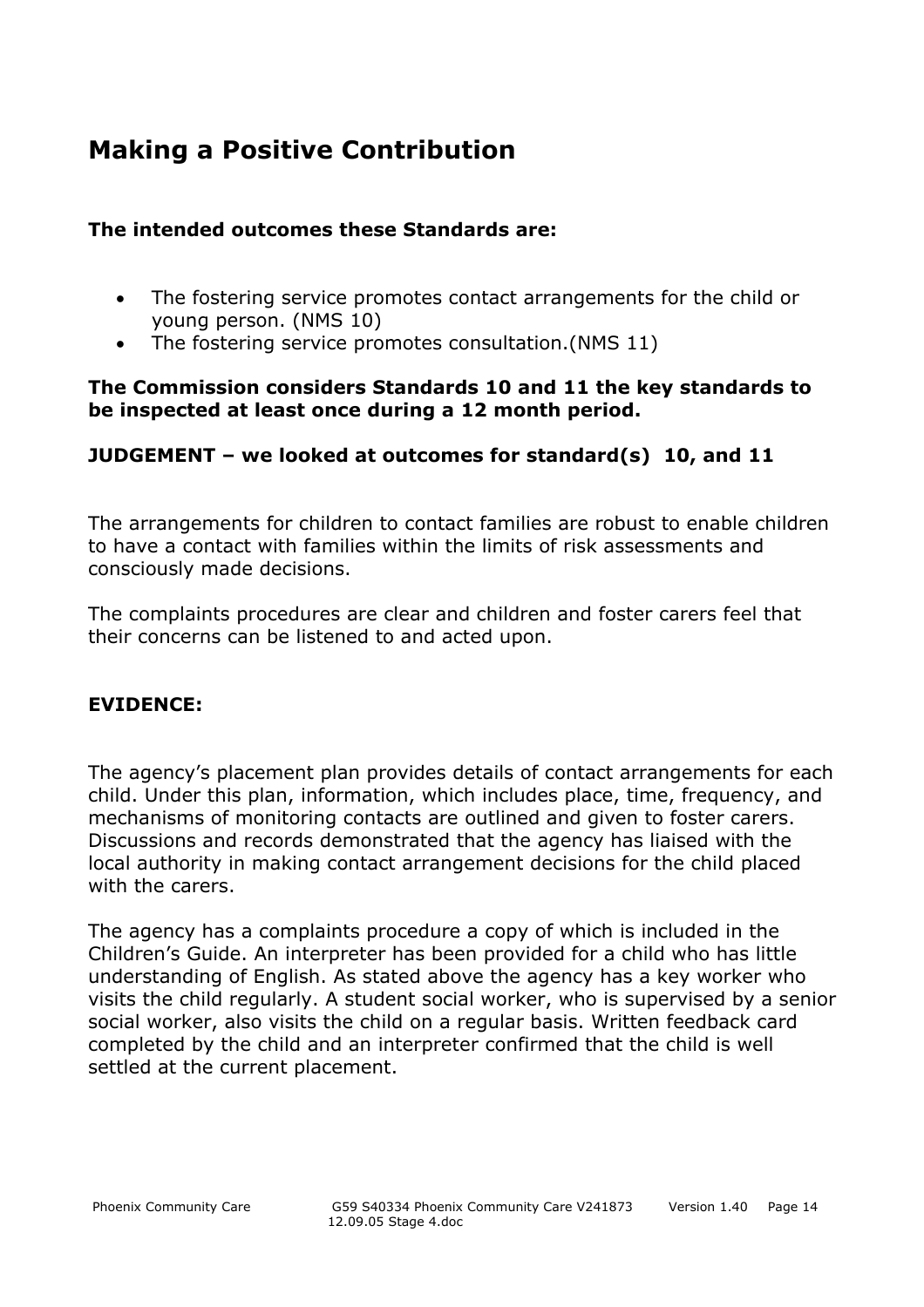## Making a Positive Contribution

**The intended outcomes these Standards are:**

- The fostering service promotes contact arrangements for the child or young person. (NMS 10)
- The fostering service promotes consultation.(NMS 11)

**The Commission considers Standards 10 and 11 the key standards to be inspected at least once during a 12 month period.**

**JUDGEMENT – we looked at outcomes for standard(s) 10, and 11**

The arrangements for children to contact families are robust to enable children to have a contact with families within the limits of risk assessments and consciously made decisions.

The complaints procedures are clear and children and foster carers feel that their concerns can be listened to and acted upon.

**EVIDENCE:**

The agency's placement plan provides details of contact arrangements for each child. Under this plan, information, which includes place, time, frequency, and mechanisms of monitoring contacts are outlined and given to foster carers. Discussions and records demonstrated that the agency has liaised with the local authority in making contact arrangement decisions for the child placed with the carers.

The agency has a complaints procedure a copy of which is included in the Children's Guide. An interpreter has been provided for a child who has little understanding of English. As stated above the agency has a key worker who visits the child regularly. A student social worker, who is supervised by a senior social worker, also visits the child on a regular basis. Written feedback card completed by the child and an interpreter confirmed that the child is well settled at the current placement.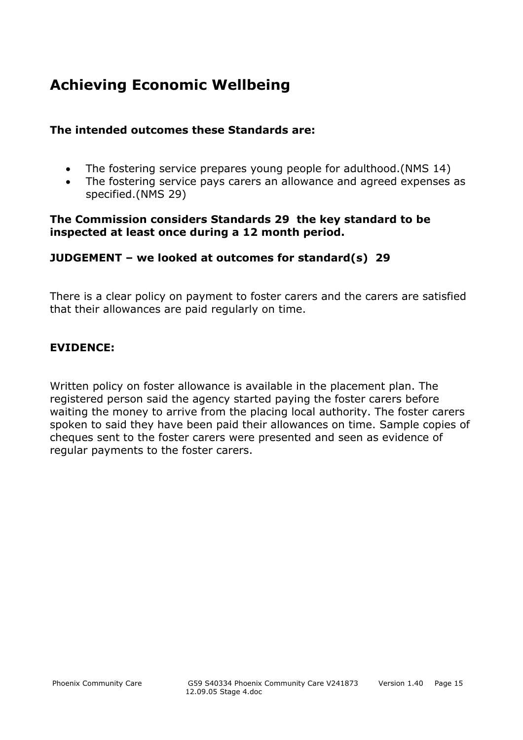## Achieving Economic Wellbeing

**The intended outcomes these Standards are:**

- The fostering service prepares young people for adulthood.(NMS 14)
- The fostering service pays carers an allowance and agreed expenses as specified.(NMS 29)

**The Commission considers Standards 29 the key standard to be inspected at least once during a 12 month period.**

**JUDGEMENT – we looked at outcomes for standard(s) 29**

There is a clear policy on payment to foster carers and the carers are satisfied that their allowances are paid regularly on time.

**EVIDENCE:**

Written policy on foster allowance is available in the placement plan. The registered person said the agency started paying the foster carers before waiting the money to arrive from the placing local authority. The foster carers spoken to said they have been paid their allowances on time. Sample copies of cheques sent to the foster carers were presented and seen as evidence of regular payments to the foster carers.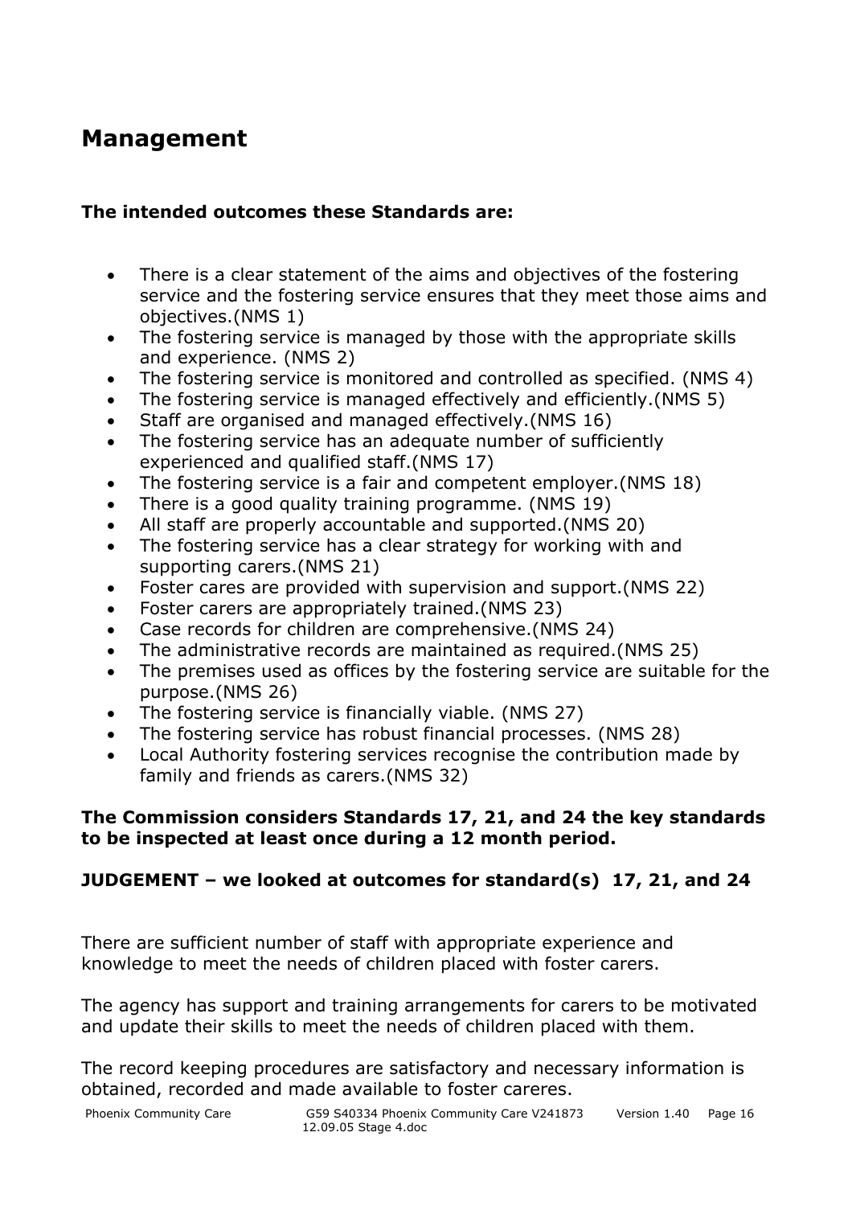## Management

**The intended outcomes these Standards are:**

- There is a clear statement of the aims and objectives of the fostering service and the fostering service ensures that they meet those aims and objectives.(NMS 1)
- The fostering service is managed by those with the appropriate skills and experience. (NMS 2)
- The fostering service is monitored and controlled as specified. (NMS 4)
- The fostering service is managed effectively and efficiently.(NMS 5)
- Staff are organised and managed effectively.(NMS 16)
- The fostering service has an adequate number of sufficiently experienced and qualified staff.(NMS 17)
- The fostering service is a fair and competent employer.(NMS 18)
- There is a good quality training programme. (NMS 19)
- All staff are properly accountable and supported.(NMS 20)
- The fostering service has a clear strategy for working with and supporting carers.(NMS 21)
- Foster cares are provided with supervision and support.(NMS 22)
- Foster carers are appropriately trained.(NMS 23)
- Case records for children are comprehensive.(NMS 24)
- The administrative records are maintained as required.(NMS 25)
- The premises used as offices by the fostering service are suitable for the purpose.(NMS 26)
- The fostering service is financially viable. (NMS 27)
- The fostering service has robust financial processes. (NMS 28)
- Local Authority fostering services recognise the contribution made by family and friends as carers.(NMS 32)

**The Commission considers Standards 17, 21, and 24 the key standards to be inspected at least once during a 12 month period.**

**JUDGEMENT – we looked at outcomes for standard(s) 17, 21, and 24**

There are sufficient number of staff with appropriate experience and knowledge to meet the needs of children placed with foster carers.

The agency has support and training arrangements for carers to be motivated and update their skills to meet the needs of children placed with them.

The record keeping procedures are satisfactory and necessary information is obtained, recorded and made available to foster careres.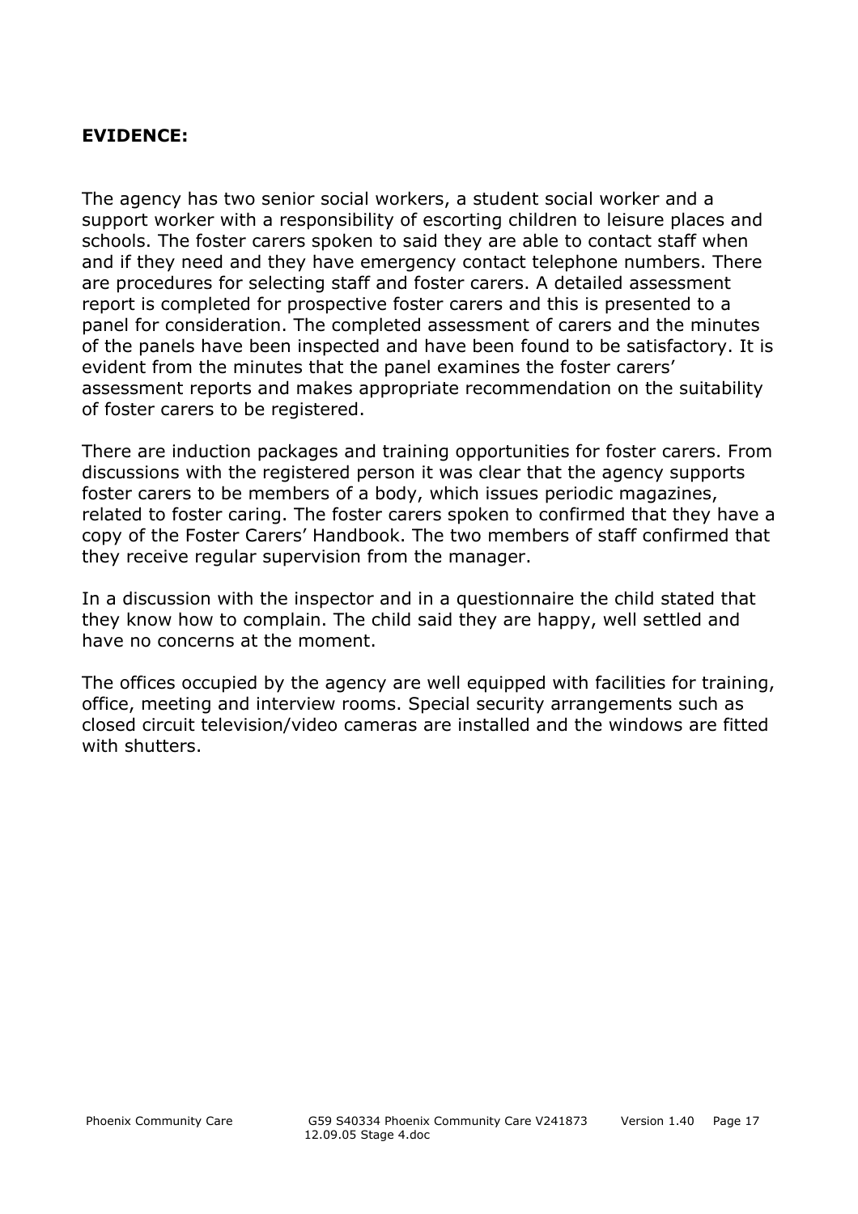**EVIDENCE:**

The agency has two senior social workers, a student social worker and a support worker with a responsibility of escorting children to leisure places and schools. The foster carers spoken to said they are able to contact staff when and if they need and they have emergency contact telephone numbers. There are procedures for selecting staff and foster carers. A detailed assessment report is completed for prospective foster carers and this is presented to a panel for consideration. The completed assessment of carers and the minutes of the panels have been inspected and have been found to be satisfactory. It is evident from the minutes that the panel examines the foster carers' assessment reports and makes appropriate recommendation on the suitability of foster carers to be registered.

There are induction packages and training opportunities for foster carers. From discussions with the registered person it was clear that the agency supports foster carers to be members of a body, which issues periodic magazines, related to foster caring. The foster carers spoken to confirmed that they have a copy of the Foster Carers' Handbook. The two members of staff confirmed that they receive regular supervision from the manager.

In a discussion with the inspector and in a questionnaire the child stated that they know how to complain. The child said they are happy, well settled and have no concerns at the moment.

The offices occupied by the agency are well equipped with facilities for training, office, meeting and interview rooms. Special security arrangements such as closed circuit television/video cameras are installed and the windows are fitted with shutters.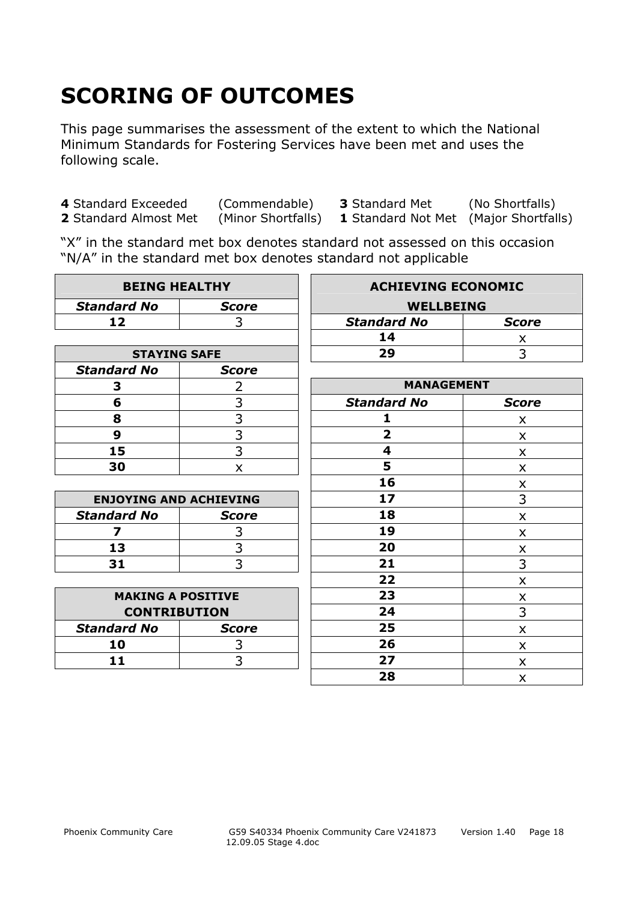# SCORING OF OUTCOMES

This page summarises the assessment of the extent to which the National Minimum Standards for Fostering Services have been met and uses the following scale.

**4** Standard Exceeded (Commendable) **3** Standard Met (No Shortfalls)
**2** Standard Almost Met (Minor Shortfalls) **1** Standard Not Met (Major Shortfalls)

"X" in the standard met box denotes standard not assessed on this occasion
"N/A" in the standard met box denotes standard not applicable

| BEING HEALTHY | |
|---|---|
| ***Standard No*** | ***Score*** |
| **12** | 3 |

| STAYING SAFE | |
|---|---|
| ***Standard No*** | ***Score*** |
| **3** | 2 |
| **6** | 3 |
| **8** | 3 |
| **9** | 3 |
| **15** | 3 |
| **30** | x |

| ENJOYING AND ACHIEVING | |
|---|---|
| ***Standard No*** | ***Score*** |
| **7** | 3 |
| **13** | 3 |
| **31** | 3 |

| MAKING A POSITIVE CONTRIBUTION | |
|---|---|
| ***Standard No*** | ***Score*** |
| **10** | 3 |
| **11** | 3 |

| ACHIEVING ECONOMIC WELLBEING | |
|---|---|
| ***Standard No*** | ***Score*** |
| **14** | x |
| **29** | 3 |

| MANAGEMENT | |
|---|---|
| ***Standard No*** | ***Score*** |
| **1** | x |
| **2** | x |
| **4** | x |
| **5** | x |
| **16** | x |
| **17** | 3 |
| **18** | x |
| **19** | x |
| **20** | x |
| **21** | 3 |
| **22** | x |
| **23** | x |
| **24** | 3 |
| **25** | x |
| **26** | x |
| **27** | x |
| **28** | x |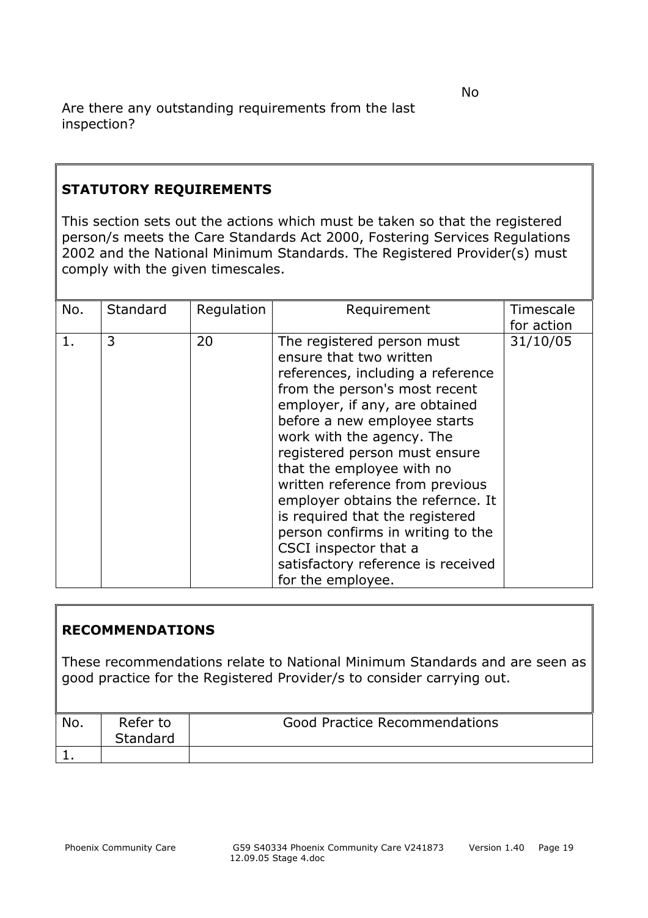Are there any outstanding requirements from the last inspection? No

**STATUTORY REQUIREMENTS**

This section sets out the actions which must be taken so that the registered person/s meets the Care Standards Act 2000, Fostering Services Regulations 2002 and the National Minimum Standards. The Registered Provider(s) must comply with the given timescales.

| No. | Standard | Regulation | Requirement | Timescale for action |
|---|---|---|---|---|
| 1. | 3 | 20 | The registered person must ensure that two written references, including a reference from the person's most recent employer, if any, are obtained before a new employee starts work with the agency. The registered person must ensure that the employee with no written reference from previous employer obtains the refernce. It is required that the registered person confirms in writing to the CSCI inspector that a satisfactory reference is received for the employee. | 31/10/05 |

**RECOMMENDATIONS**

These recommendations relate to National Minimum Standards and are seen as good practice for the Registered Provider/s to consider carrying out.

| No. | Refer to Standard | Good Practice Recommendations |
|---|---|---|
| 1. | | |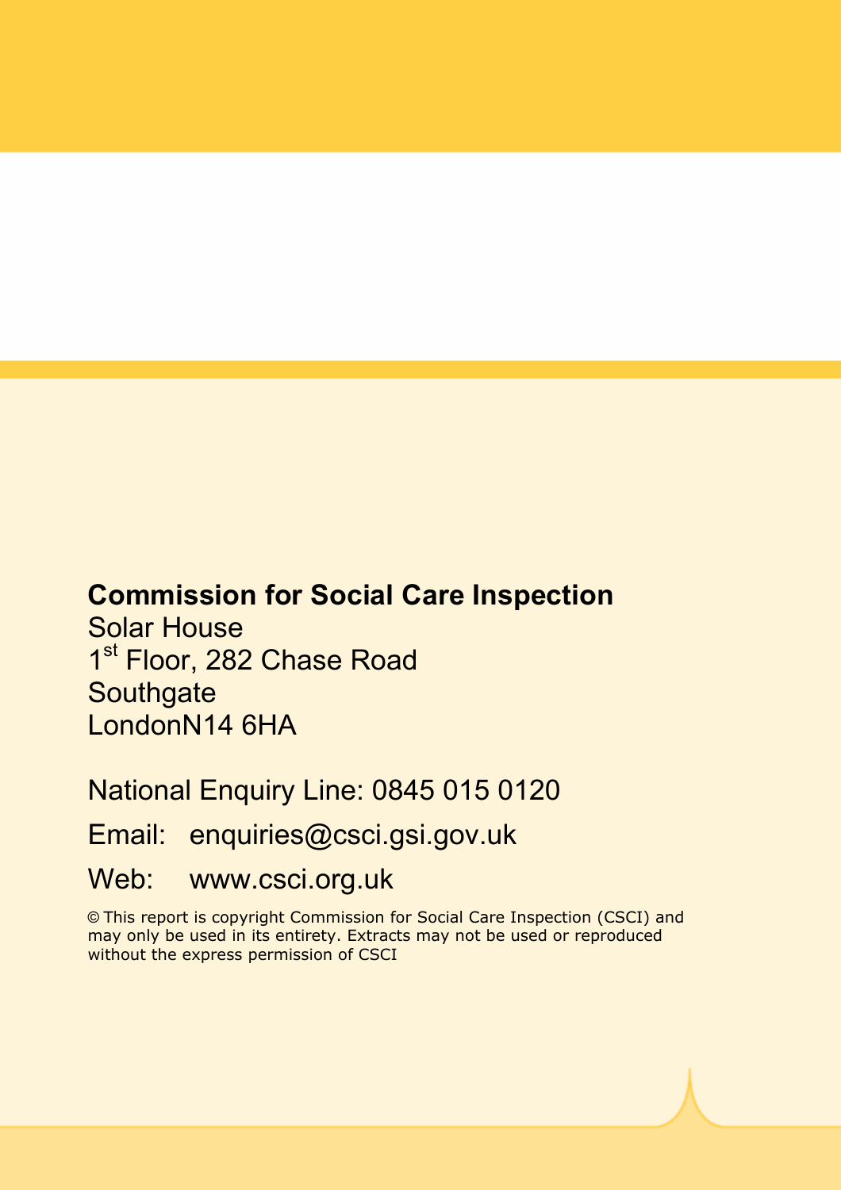**Commission for Social Care Inspection**
Solar House
1st Floor, 282 Chase Road
Southgate
LondonN14 6HA

National Enquiry Line: 0845 015 0120

Email: enquiries@csci.gsi.gov.uk

Web: www.csci.org.uk

© This report is copyright Commission for Social Care Inspection (CSCI) and may only be used in its entirety. Extracts may not be used or reproduced without the express permission of CSCI